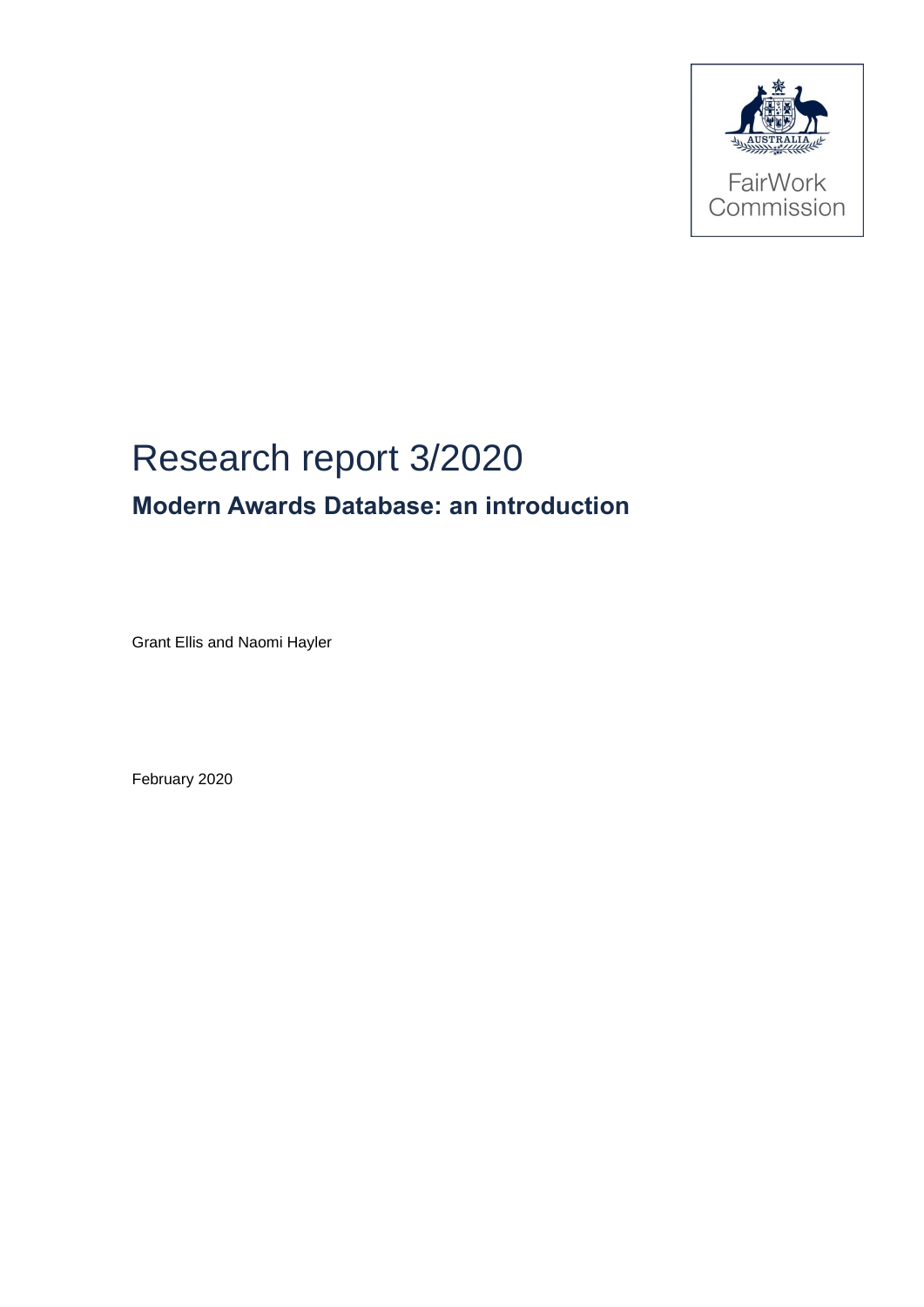FairWork Commission

# Research report 3/2020

## Modern Awards Database: an introduction

Grant Ellis and Naomi Hayler

February 2020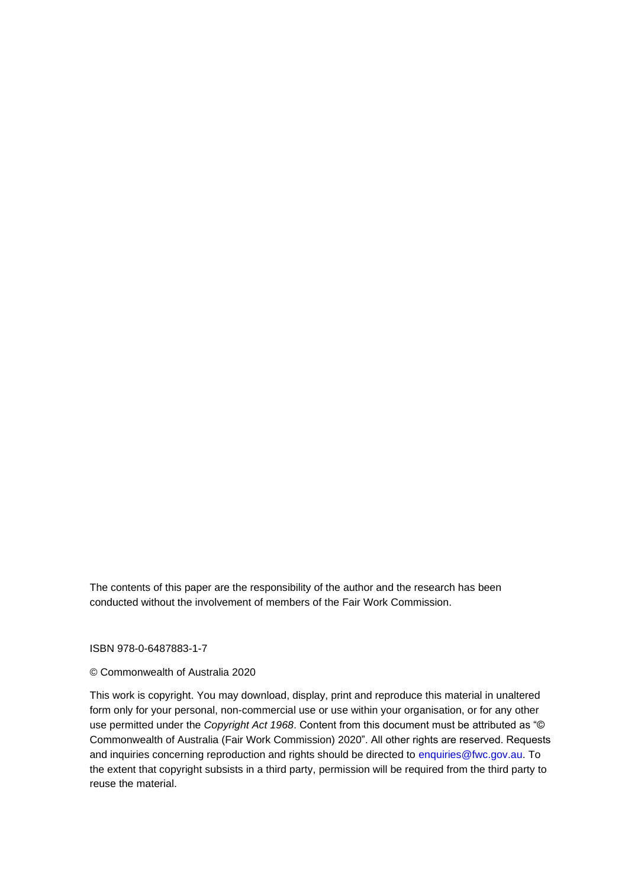The contents of this paper are the responsibility of the author and the research has been conducted without the involvement of members of the Fair Work Commission.

ISBN 978-0-6487883-1-7

© Commonwealth of Australia 2020

This work is copyright. You may download, display, print and reproduce this material in unaltered form only for your personal, non-commercial use or use within your organisation, or for any other use permitted under the *Copyright Act 1968*. Content from this document must be attributed as "© Commonwealth of Australia (Fair Work Commission) 2020". All other rights are reserved. Requests and inquiries concerning reproduction and rights should be directed to enquiries@fwc.gov.au. To the extent that copyright subsists in a third party, permission will be required from the third party to reuse the material.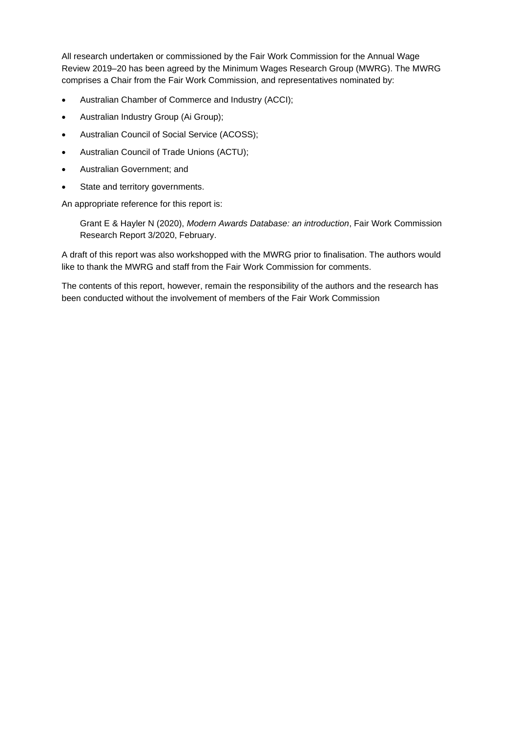All research undertaken or commissioned by the Fair Work Commission for the Annual Wage Review 2019–20 has been agreed by the Minimum Wages Research Group (MWRG). The MWRG comprises a Chair from the Fair Work Commission, and representatives nominated by:

- Australian Chamber of Commerce and Industry (ACCI);
- Australian Industry Group (Ai Group);
- Australian Council of Social Service (ACOSS);
- Australian Council of Trade Unions (ACTU);
- Australian Government; and
- State and territory governments.

An appropriate reference for this report is:

> Grant E & Hayler N (2020), *Modern Awards Database: an introduction*, Fair Work Commission Research Report 3/2020, February.

A draft of this report was also workshopped with the MWRG prior to finalisation. The authors would like to thank the MWRG and staff from the Fair Work Commission for comments.

The contents of this report, however, remain the responsibility of the authors and the research has been conducted without the involvement of members of the Fair Work Commission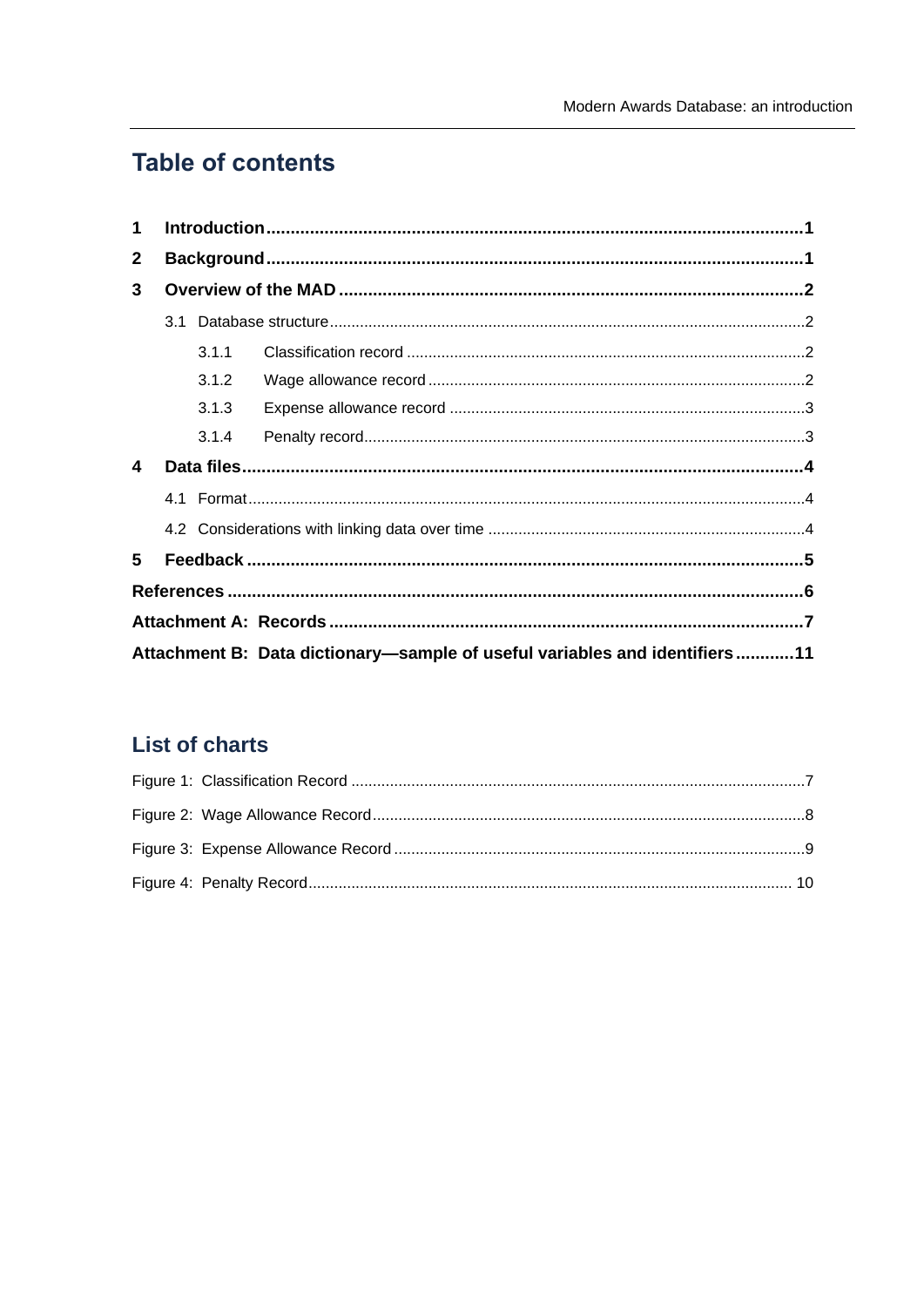## Table of contents

**1 Introduction** ... **1**

**2 Background** ... **1**

**3 Overview of the MAD** ... **2**

- 3.1 Database structure ... 2
  - 3.1.1 Classification record ... 2
  - 3.1.2 Wage allowance record ... 2
  - 3.1.3 Expense allowance record ... 3
  - 3.1.4 Penalty record ... 3

**4 Data files** ... **4**

- 4.1 Format ... 4
- 4.2 Considerations with linking data over time ... 4

**5 Feedback** ... **5**

**References** ... **6**

**Attachment A: Records** ... **7**

**Attachment B: Data dictionary—sample of useful variables and identifiers** ... **11**

## List of charts

Figure 1: Classification Record ... 7

Figure 2: Wage Allowance Record ... 8

Figure 3: Expense Allowance Record ... 9

Figure 4: Penalty Record ... 10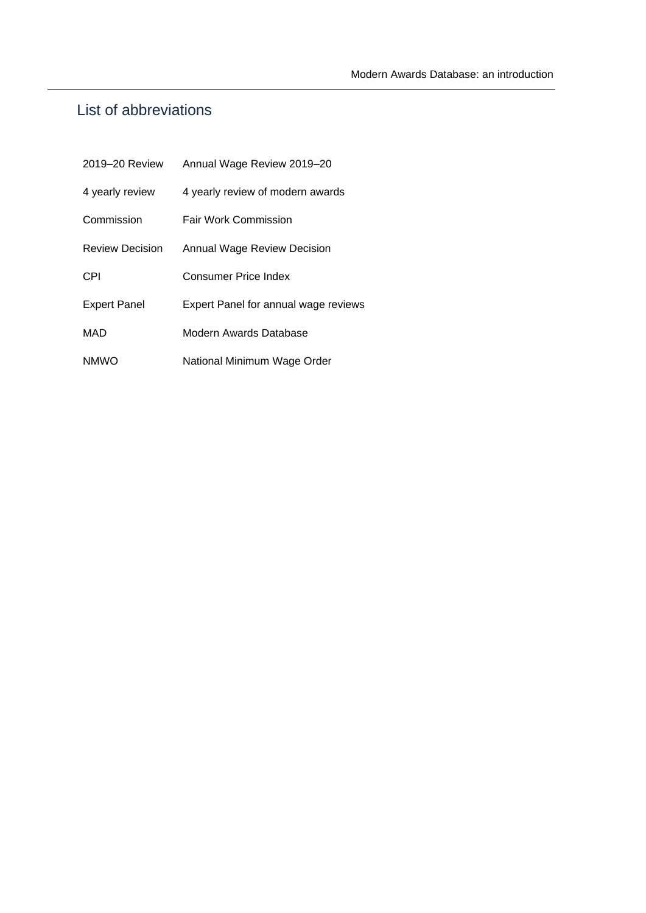## List of abbreviations

| | |
|---|---|
| 2019–20 Review | Annual Wage Review 2019–20 |
| 4 yearly review | 4 yearly review of modern awards |
| Commission | Fair Work Commission |
| Review Decision | Annual Wage Review Decision |
| CPI | Consumer Price Index |
| Expert Panel | Expert Panel for annual wage reviews |
| MAD | Modern Awards Database |
| NMWO | National Minimum Wage Order |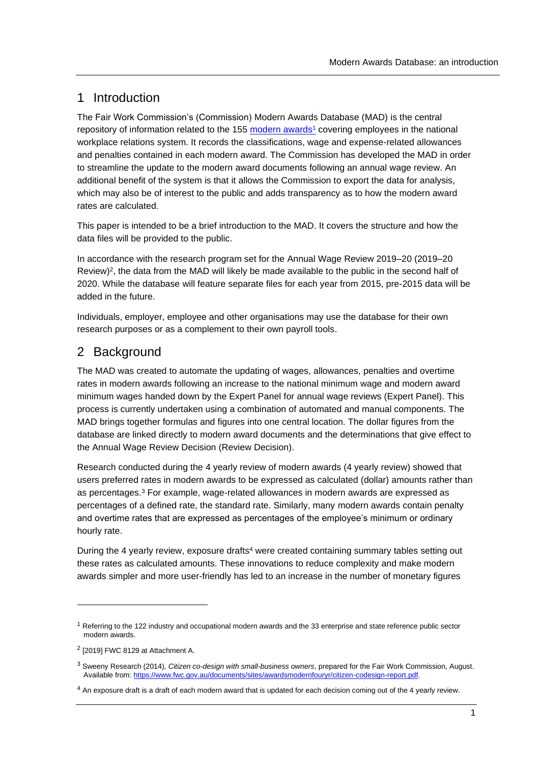## 1 Introduction

The Fair Work Commission's (Commission) Modern Awards Database (MAD) is the central repository of information related to the 155 modern awards[1] covering employees in the national workplace relations system. It records the classifications, wage and expense-related allowances and penalties contained in each modern award. The Commission has developed the MAD in order to streamline the update to the modern award documents following an annual wage review. An additional benefit of the system is that it allows the Commission to export the data for analysis, which may also be of interest to the public and adds transparency as to how the modern award rates are calculated.

This paper is intended to be a brief introduction to the MAD. It covers the structure and how the data files will be provided to the public.

In accordance with the research program set for the Annual Wage Review 2019–20 (2019–20 Review)[2], the data from the MAD will likely be made available to the public in the second half of 2020. While the database will feature separate files for each year from 2015, pre-2015 data will be added in the future.

Individuals, employer, employee and other organisations may use the database for their own research purposes or as a complement to their own payroll tools.

## 2 Background

The MAD was created to automate the updating of wages, allowances, penalties and overtime rates in modern awards following an increase to the national minimum wage and modern award minimum wages handed down by the Expert Panel for annual wage reviews (Expert Panel). This process is currently undertaken using a combination of automated and manual components. The MAD brings together formulas and figures into one central location. The dollar figures from the database are linked directly to modern award documents and the determinations that give effect to the Annual Wage Review Decision (Review Decision).

Research conducted during the 4 yearly review of modern awards (4 yearly review) showed that users preferred rates in modern awards to be expressed as calculated (dollar) amounts rather than as percentages.[3] For example, wage-related allowances in modern awards are expressed as percentages of a defined rate, the standard rate. Similarly, many modern awards contain penalty and overtime rates that are expressed as percentages of the employee's minimum or ordinary hourly rate.

During the 4 yearly review, exposure drafts[4] were created containing summary tables setting out these rates as calculated amounts. These innovations to reduce complexity and make modern awards simpler and more user-friendly has led to an increase in the number of monetary figures

---

[1] Referring to the 122 industry and occupational modern awards and the 33 enterprise and state reference public sector modern awards.

[2] [2019] FWC 8129 at Attachment A.

[3] Sweeny Research (2014), *Citizen co-design with small-business owners*, prepared for the Fair Work Commission, August. Available from: https://www.fwc.gov.au/documents/sites/awardsmodernfouryr/citizen-codesign-report.pdf.

[4] An exposure draft is a draft of each modern award that is updated for each decision coming out of the 4 yearly review.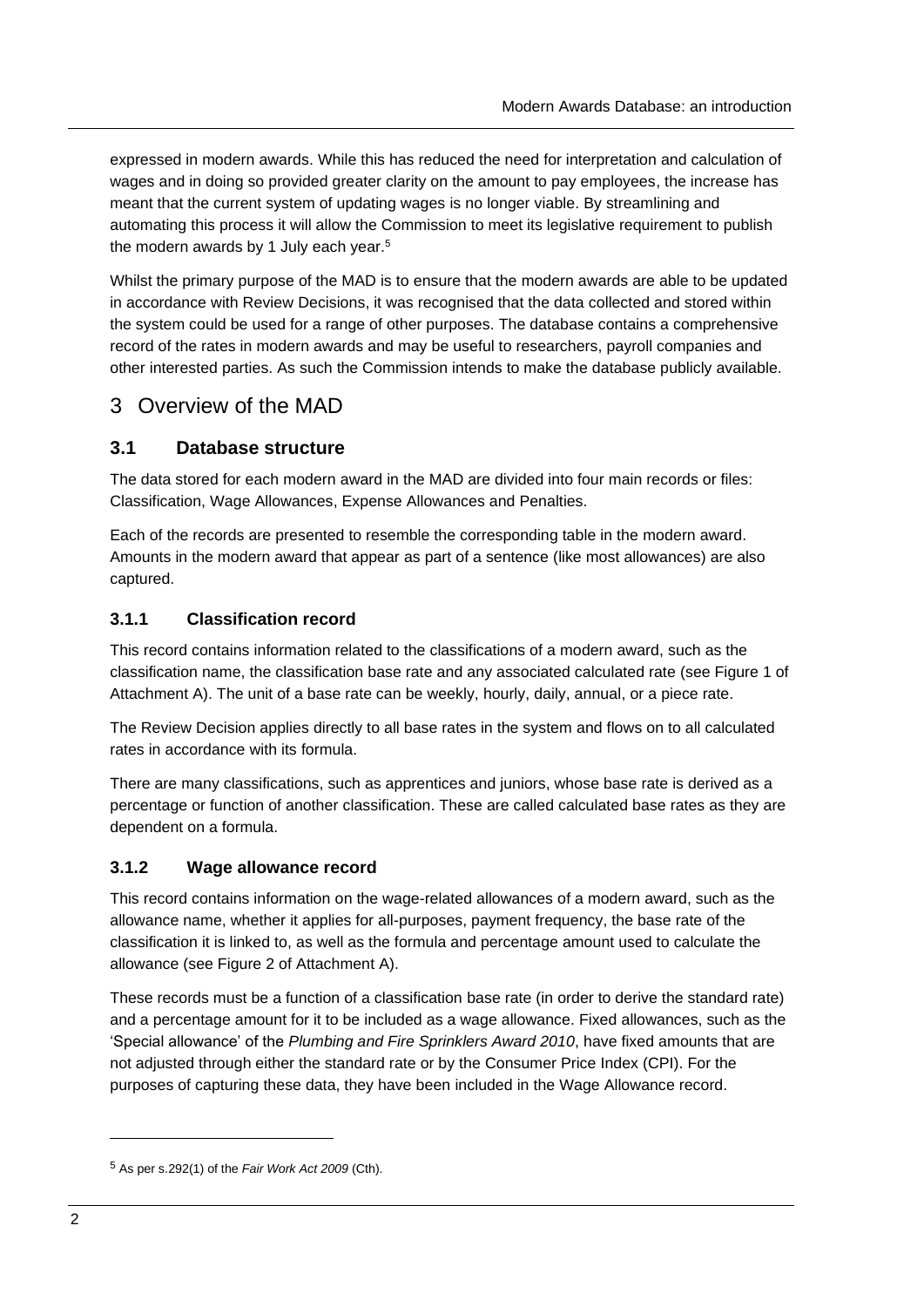expressed in modern awards. While this has reduced the need for interpretation and calculation of wages and in doing so provided greater clarity on the amount to pay employees, the increase has meant that the current system of updating wages is no longer viable. By streamlining and automating this process it will allow the Commission to meet its legislative requirement to publish the modern awards by 1 July each year.[5]

Whilst the primary purpose of the MAD is to ensure that the modern awards are able to be updated in accordance with Review Decisions, it was recognised that the data collected and stored within the system could be used for a range of other purposes. The database contains a comprehensive record of the rates in modern awards and may be useful to researchers, payroll companies and other interested parties. As such the Commission intends to make the database publicly available.

# 3 Overview of the MAD

## 3.1 Database structure

The data stored for each modern award in the MAD are divided into four main records or files: Classification, Wage Allowances, Expense Allowances and Penalties.

Each of the records are presented to resemble the corresponding table in the modern award. Amounts in the modern award that appear as part of a sentence (like most allowances) are also captured.

### 3.1.1 Classification record

This record contains information related to the classifications of a modern award, such as the classification name, the classification base rate and any associated calculated rate (see Figure 1 of Attachment A). The unit of a base rate can be weekly, hourly, daily, annual, or a piece rate.

The Review Decision applies directly to all base rates in the system and flows on to all calculated rates in accordance with its formula.

There are many classifications, such as apprentices and juniors, whose base rate is derived as a percentage or function of another classification. These are called calculated base rates as they are dependent on a formula.

### 3.1.2 Wage allowance record

This record contains information on the wage-related allowances of a modern award, such as the allowance name, whether it applies for all-purposes, payment frequency, the base rate of the classification it is linked to, as well as the formula and percentage amount used to calculate the allowance (see Figure 2 of Attachment A).

These records must be a function of a classification base rate (in order to derive the standard rate) and a percentage amount for it to be included as a wage allowance. Fixed allowances, such as the 'Special allowance' of the *Plumbing and Fire Sprinklers Award 2010*, have fixed amounts that are not adjusted through either the standard rate or by the Consumer Price Index (CPI). For the purposes of capturing these data, they have been included in the Wage Allowance record.

---

[5] As per s.292(1) of the *Fair Work Act 2009* (Cth).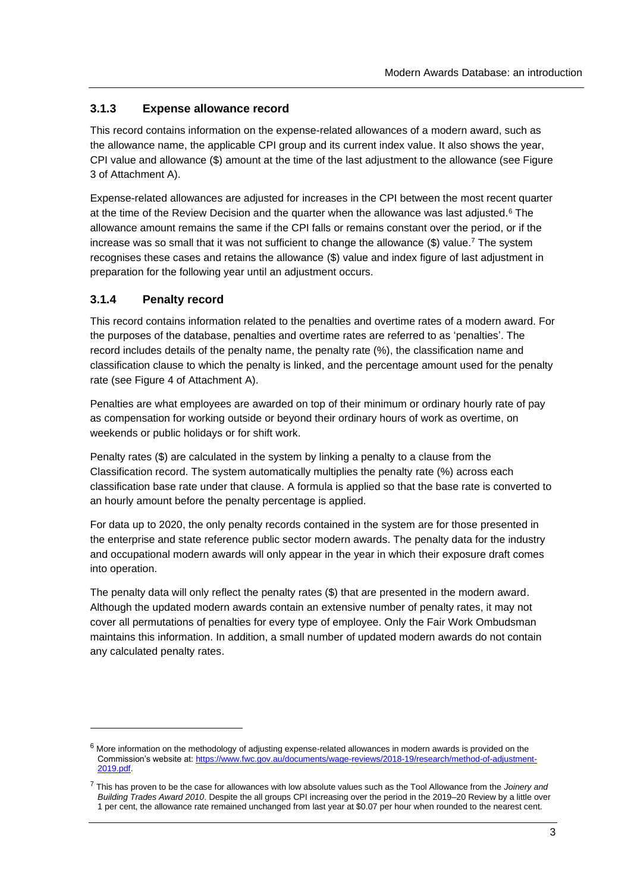### 3.1.3 Expense allowance record

This record contains information on the expense-related allowances of a modern award, such as the allowance name, the applicable CPI group and its current index value. It also shows the year, CPI value and allowance ($) amount at the time of the last adjustment to the allowance (see Figure 3 of Attachment A).

Expense-related allowances are adjusted for increases in the CPI between the most recent quarter at the time of the Review Decision and the quarter when the allowance was last adjusted.[6] The allowance amount remains the same if the CPI falls or remains constant over the period, or if the increase was so small that it was not sufficient to change the allowance ($) value.[7] The system recognises these cases and retains the allowance ($) value and index figure of last adjustment in preparation for the following year until an adjustment occurs.

### 3.1.4 Penalty record

This record contains information related to the penalties and overtime rates of a modern award. For the purposes of the database, penalties and overtime rates are referred to as 'penalties'. The record includes details of the penalty name, the penalty rate (%), the classification name and classification clause to which the penalty is linked, and the percentage amount used for the penalty rate (see Figure 4 of Attachment A).

Penalties are what employees are awarded on top of their minimum or ordinary hourly rate of pay as compensation for working outside or beyond their ordinary hours of work as overtime, on weekends or public holidays or for shift work.

Penalty rates ($) are calculated in the system by linking a penalty to a clause from the Classification record. The system automatically multiplies the penalty rate (%) across each classification base rate under that clause. A formula is applied so that the base rate is converted to an hourly amount before the penalty percentage is applied.

For data up to 2020, the only penalty records contained in the system are for those presented in the enterprise and state reference public sector modern awards. The penalty data for the industry and occupational modern awards will only appear in the year in which their exposure draft comes into operation.

The penalty data will only reflect the penalty rates ($) that are presented in the modern award. Although the updated modern awards contain an extensive number of penalty rates, it may not cover all permutations of penalties for every type of employee. Only the Fair Work Ombudsman maintains this information. In addition, a small number of updated modern awards do not contain any calculated penalty rates.

---

[6] More information on the methodology of adjusting expense-related allowances in modern awards is provided on the Commission's website at: https://www.fwc.gov.au/documents/wage-reviews/2018-19/research/method-of-adjustment-2019.pdf.

[7] This has proven to be the case for allowances with low absolute values such as the Tool Allowance from the *Joinery and Building Trades Award 2010*. Despite the all groups CPI increasing over the period in the 2019–20 Review by a little over 1 per cent, the allowance rate remained unchanged from last year at $0.07 per hour when rounded to the nearest cent.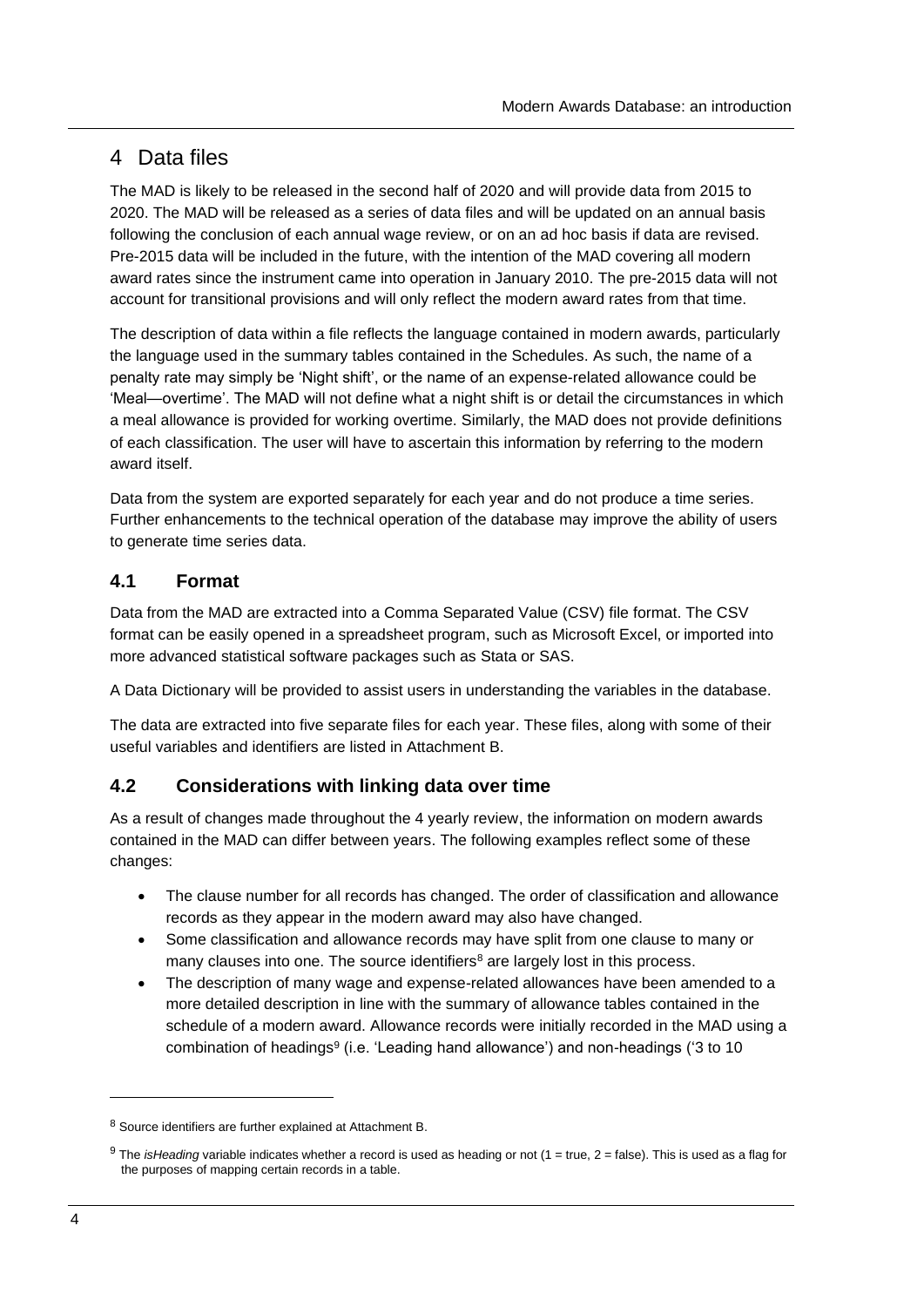# 4 Data files

The MAD is likely to be released in the second half of 2020 and will provide data from 2015 to 2020. The MAD will be released as a series of data files and will be updated on an annual basis following the conclusion of each annual wage review, or on an ad hoc basis if data are revised. Pre-2015 data will be included in the future, with the intention of the MAD covering all modern award rates since the instrument came into operation in January 2010. The pre-2015 data will not account for transitional provisions and will only reflect the modern award rates from that time.

The description of data within a file reflects the language contained in modern awards, particularly the language used in the summary tables contained in the Schedules. As such, the name of a penalty rate may simply be 'Night shift', or the name of an expense-related allowance could be 'Meal—overtime'. The MAD will not define what a night shift is or detail the circumstances in which a meal allowance is provided for working overtime. Similarly, the MAD does not provide definitions of each classification. The user will have to ascertain this information by referring to the modern award itself.

Data from the system are exported separately for each year and do not produce a time series. Further enhancements to the technical operation of the database may improve the ability of users to generate time series data.

## 4.1 Format

Data from the MAD are extracted into a Comma Separated Value (CSV) file format. The CSV format can be easily opened in a spreadsheet program, such as Microsoft Excel, or imported into more advanced statistical software packages such as Stata or SAS.

A Data Dictionary will be provided to assist users in understanding the variables in the database.

The data are extracted into five separate files for each year. These files, along with some of their useful variables and identifiers are listed in Attachment B.

## 4.2 Considerations with linking data over time

As a result of changes made throughout the 4 yearly review, the information on modern awards contained in the MAD can differ between years. The following examples reflect some of these changes:

- The clause number for all records has changed. The order of classification and allowance records as they appear in the modern award may also have changed.
- Some classification and allowance records may have split from one clause to many or many clauses into one. The source identifiers[8] are largely lost in this process.
- The description of many wage and expense-related allowances have been amended to a more detailed description in line with the summary of allowance tables contained in the schedule of a modern award. Allowance records were initially recorded in the MAD using a combination of headings[9] (i.e. 'Leading hand allowance') and non-headings ('3 to 10

---

[8] Source identifiers are further explained at Attachment B.

[9] The *isHeading* variable indicates whether a record is used as heading or not (1 = true, 2 = false). This is used as a flag for the purposes of mapping certain records in a table.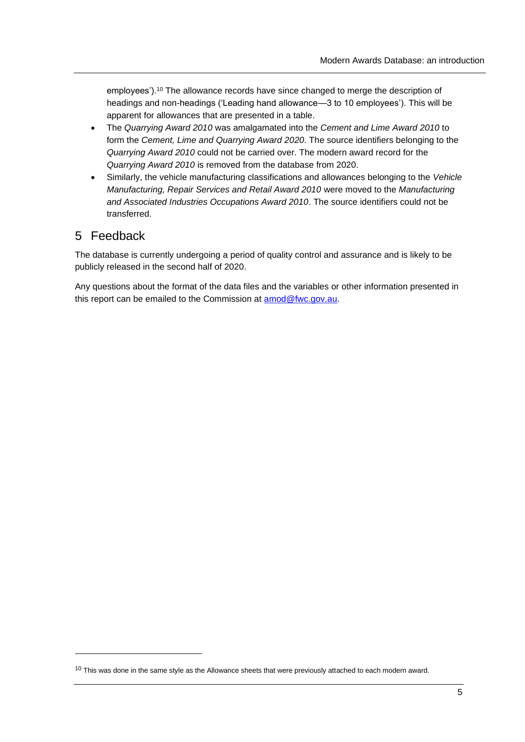employees').[10] The allowance records have since changed to merge the description of headings and non-headings ('Leading hand allowance—3 to 10 employees'). This will be apparent for allowances that are presented in a table.

- The *Quarrying Award 2010* was amalgamated into the *Cement and Lime Award 2010* to form the *Cement, Lime and Quarrying Award 2020*. The source identifiers belonging to the *Quarrying Award 2010* could not be carried over. The modern award record for the *Quarrying Award 2010* is removed from the database from 2020.
- Similarly, the vehicle manufacturing classifications and allowances belonging to the *Vehicle Manufacturing, Repair Services and Retail Award 2010* were moved to the *Manufacturing and Associated Industries Occupations Award 2010*. The source identifiers could not be transferred.

## 5 Feedback

The database is currently undergoing a period of quality control and assurance and is likely to be publicly released in the second half of 2020.

Any questions about the format of the data files and the variables or other information presented in this report can be emailed to the Commission at amod@fwc.gov.au.

[10] This was done in the same style as the Allowance sheets that were previously attached to each modern award.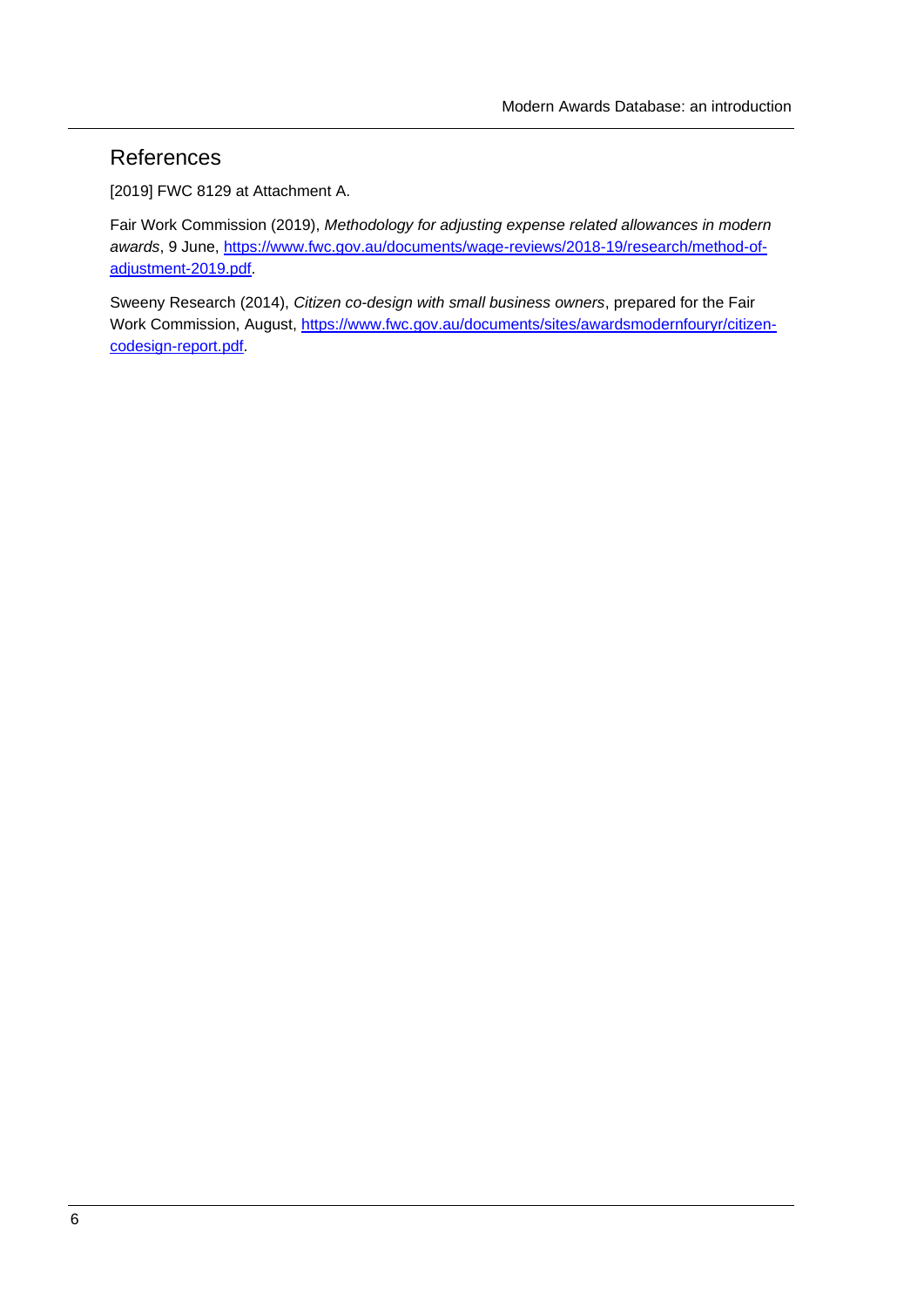## References

[2019] FWC 8129 at Attachment A.

Fair Work Commission (2019), *Methodology for adjusting expense related allowances in modern awards*, 9 June, [https://www.fwc.gov.au/documents/wage-reviews/2018-19/research/method-of-adjustment-2019.pdf](https://www.fwc.gov.au/documents/wage-reviews/2018-19/research/method-of-adjustment-2019.pdf).

Sweeny Research (2014), *Citizen co-design with small business owners*, prepared for the Fair Work Commission, August, [https://www.fwc.gov.au/documents/sites/awardsmodernfouryr/citizen-codesign-report.pdf](https://www.fwc.gov.au/documents/sites/awardsmodernfouryr/citizen-codesign-report.pdf).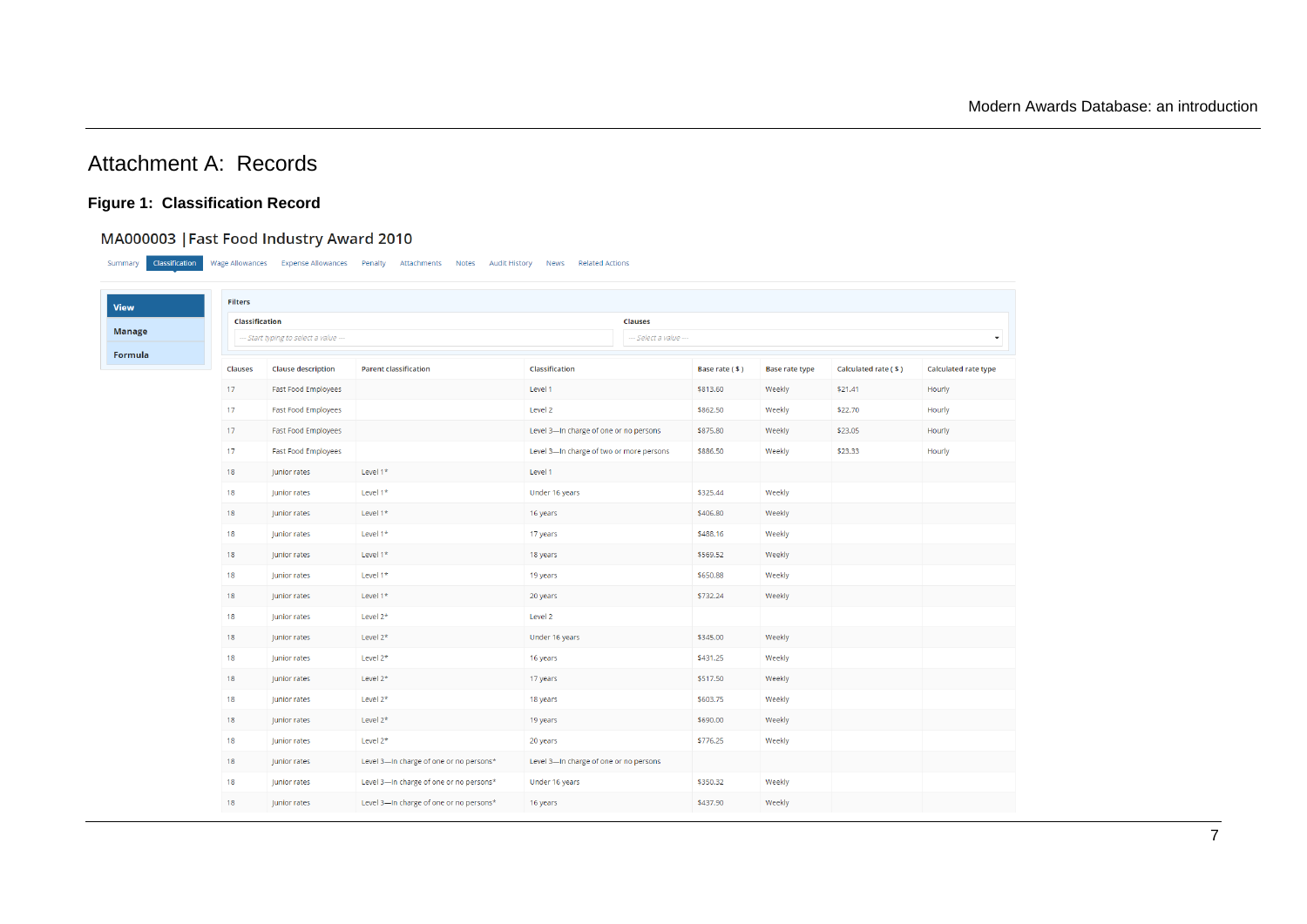# Attachment A: Records

## Figure 1: Classification Record

### MA000003 | Fast Food Industry Award 2010

Summary | Classification | Wage Allowances | Expense Allowances | Penalty | Attachments | Notes | Audit History | News | Related Actions

View

Manage

Formula

Filters

Classification: — Start typing to select a value —

Clauses: — Select a value —

| Clauses | Clause description | Parent classification | Classification | Base rate ( $ ) | Base rate type | Calculated rate ( $ ) | Calculated rate type |
|---|---|---|---|---|---|---|---|
| 17 | Fast Food Employees | | Level 1 | $813.60 | Weekly | $21.41 | Hourly |
| 17 | Fast Food Employees | | Level 2 | $862.50 | Weekly | $22.70 | Hourly |
| 17 | Fast Food Employees | | Level 3—In charge of one or no persons | $875.80 | Weekly | $23.05 | Hourly |
| 17 | Fast Food Employees | | Level 3—In charge of two or more persons | $886.50 | Weekly | $23.33 | Hourly |
| 18 | Junior rates | Level 1* | Level 1 | | | | |
| 18 | Junior rates | Level 1* | Under 16 years | $325.44 | Weekly | | |
| 18 | Junior rates | Level 1* | 16 years | $406.80 | Weekly | | |
| 18 | Junior rates | Level 1* | 17 years | $488.16 | Weekly | | |
| 18 | Junior rates | Level 1* | 18 years | $569.52 | Weekly | | |
| 18 | Junior rates | Level 1* | 19 years | $650.88 | Weekly | | |
| 18 | Junior rates | Level 1* | 20 years | $732.24 | Weekly | | |
| 18 | Junior rates | Level 2* | Level 2 | | | | |
| 18 | Junior rates | Level 2* | Under 16 years | $345.00 | Weekly | | |
| 18 | Junior rates | Level 2* | 16 years | $431.25 | Weekly | | |
| 18 | Junior rates | Level 2* | 17 years | $517.50 | Weekly | | |
| 18 | Junior rates | Level 2* | 18 years | $603.75 | Weekly | | |
| 18 | Junior rates | Level 2* | 19 years | $690.00 | Weekly | | |
| 18 | Junior rates | Level 2* | 20 years | $776.25 | Weekly | | |
| 18 | Junior rates | Level 3—In charge of one or no persons* | Level 3—In charge of one or no persons | | | | |
| 18 | Junior rates | Level 3—In charge of one or no persons* | Under 16 years | $350.32 | Weekly | | |
| 18 | Junior rates | Level 3—In charge of one or no persons* | 16 years | $437.90 | Weekly | | |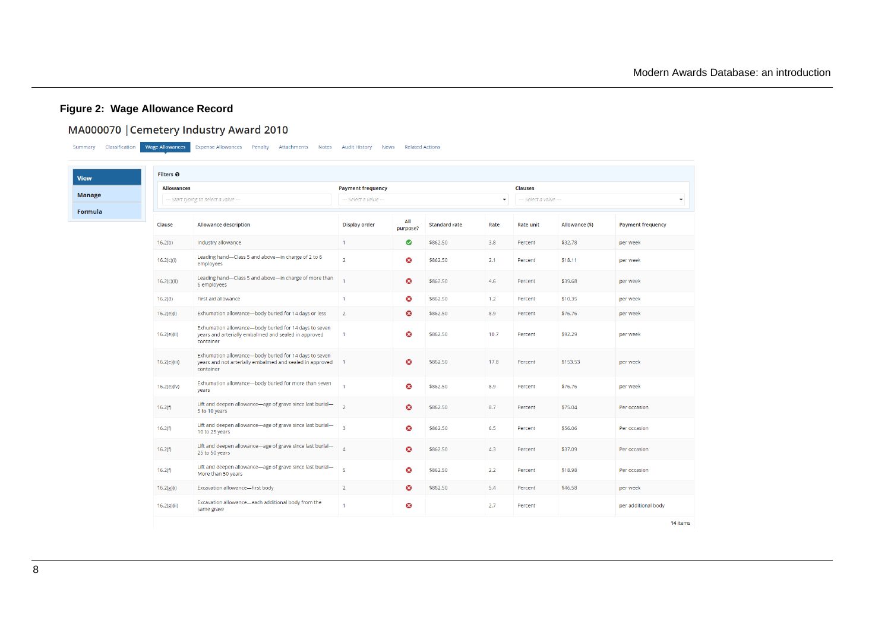**Figure 2: Wage Allowance Record**

## MA000070 | Cemetery Industry Award 2010

Summary | Classification | **Wage Allowances** | Expense Allowances | Penalty | Attachments | Notes | Audit History | News | Related Actions

**View**

**Manage**

**Formula**

**Filters**

**Allowances** — Start typing to select a value —

**Payment frequency** — Select a value —

**Clauses** — Select a value —

| Clause | Allowance description | Display order | All purpose? | Standard rate | Rate | Rate unit | Allowance ($) | Payment frequency |
|---|---|---|---|---|---|---|---|---|
| 16.2(b) | Industry allowance | 1 | ✔ | $862.50 | 3.8 | Percent | $32.78 | per week |
| 16.2(c)(i) | Leading hand—Class 5 and above—in charge of 2 to 6 employees | 2 | ✘ | $862.50 | 2.1 | Percent | $18.11 | per week |
| 16.2(c)(ii) | Leading hand—Class 5 and above—in charge of more than 6 employees | 1 | ✘ | $862.50 | 4.6 | Percent | $39.68 | per week |
| 16.2(d) | First aid allowance | 1 | ✘ | $862.50 | 1.2 | Percent | $10.35 | per week |
| 16.2(e)(i) | Exhumation allowance—body buried for 14 days or less | 2 | ✘ | $862.50 | 8.9 | Percent | $76.76 | per week |
| 16.2(e)(ii) | Exhumation allowance—body buried for 14 days to seven years and arterially embalmed and sealed in approved container | 1 | ✘ | $862.50 | 10.7 | Percent | $92.29 | per week |
| 16.2(e)(iii) | Exhumation allowance—body buried for 14 days to seven years and not arterially embalmed and sealed in approved container | 1 | ✘ | $862.50 | 17.8 | Percent | $153.53 | per week |
| 16.2(e)(iv) | Exhumation allowance—body buried for more than seven years | 1 | ✘ | $862.50 | 8.9 | Percent | $76.76 | per week |
| 16.2(f) | Lift and deepen allowance—age of grave since last burial—5 to 10 years | 2 | ✘ | $862.50 | 8.7 | Percent | $75.04 | Per occasion |
| 16.2(f) | Lift and deepen allowance—age of grave since last burial—10 to 25 years | 3 | ✘ | $862.50 | 6.5 | Percent | $56.06 | Per occasion |
| 16.2(f) | Lift and deepen allowance—age of grave since last burial—25 to 50 years | 4 | ✘ | $862.50 | 4.3 | Percent | $37.09 | Per occasion |
| 16.2(f) | Lift and deepen allowance—age of grave since last burial—More than 50 years | 5 | ✘ | $862.50 | 2.2 | Percent | $18.98 | Per occasion |
| 16.2(g)(i) | Excavation allowance—first body | 2 | ✘ | $862.50 | 5.4 | Percent | $46.58 | per week |
| 16.2(g)(ii) | Excavation allowance—each additional body from the same grave | 1 | ✘ | | 2.7 | Percent | | per additional body |

14 items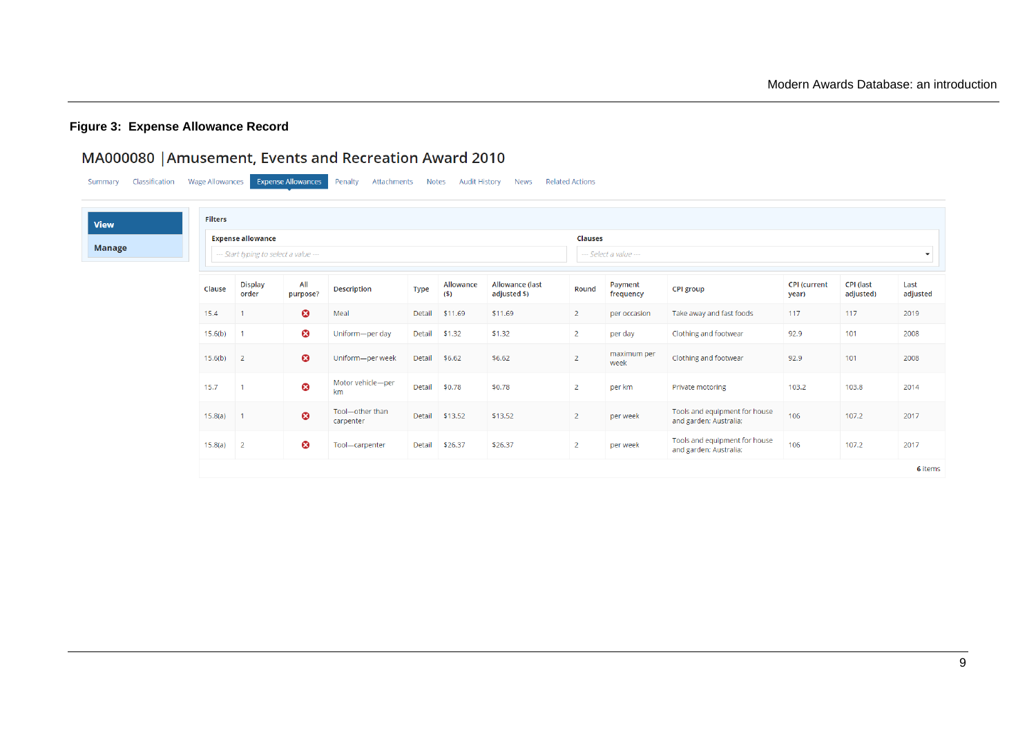**Figure 3: Expense Allowance Record**

## MA000080 | Amusement, Events and Recreation Award 2010

Summary | Classification | Wage Allowances | Expense Allowances | Penalty | Attachments | Notes | Audit History | News | Related Actions

**View**

**Manage**

**Filters**

**Expense allowance**: --- Start typing to select a value ---

**Clauses**: --- Select a value ---

| Clause | Display order | All purpose? | Description | Type | Allowance ($) | Allowance (last adjusted $) | Round | Payment frequency | CPI group | CPI (current year) | CPI (last adjusted) | Last adjusted |
|---|---|---|---|---|---|---|---|---|---|---|---|---|
| 15.4 | 1 | ✖ | Meal | Detail | $11.69 | $11.69 | 2 | per occasion | Take away and fast foods | 117 | 117 | 2019 |
| 15.6(b) | 1 | ✖ | Uniform—per day | Detail | $1.32 | $1.32 | 2 | per day | Clothing and footwear | 92.9 | 101 | 2008 |
| 15.6(b) | 2 | ✖ | Uniform—per week | Detail | $6.62 | $6.62 | 2 | maximum per week | Clothing and footwear | 92.9 | 101 | 2008 |
| 15.7 | 1 | ✖ | Motor vehicle—per km | Detail | $0.78 | $0.78 | 2 | per km | Private motoring | 103.2 | 103.8 | 2014 |
| 15.8(a) | 1 | ✖ | Tool—other than carpenter | Detail | $13.52 | $13.52 | 2 | per week | Tools and equipment for house and garden; Australia; | 106 | 107.2 | 2017 |
| 15.8(a) | 2 | ✖ | Tool—carpenter | Detail | $26.37 | $26.37 | 2 | per week | Tools and equipment for house and garden; Australia; | 106 | 107.2 | 2017 |

**6** items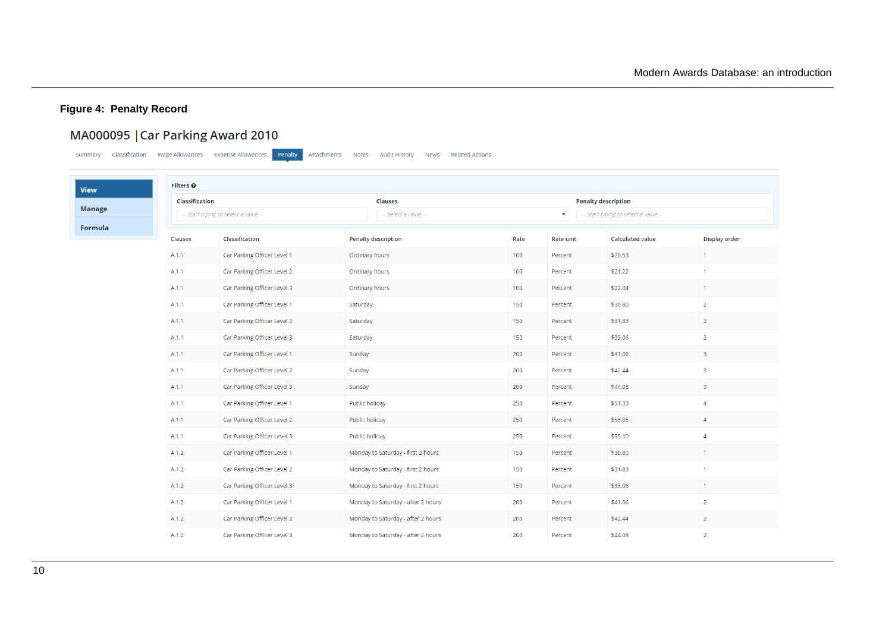**Figure 4: Penalty Record**

## MA000095 | Car Parking Award 2010

Summary | Classification | Wage Allowances | Expense Allowances | **Penalty** | Attachments | Notes | Audit History | News | Related Actions

**View**
Manage
Formula

**Filters**

| Classification | Clauses | Penalty description |
|---|---|---|
| --- Start typing to select a value --- | --- Select a value --- | --- Start typing to select a value --- |

| Clauses | Classification | Penalty description | Rate | Rate unit | Calculated value | Display order |
|---|---|---|---|---|---|---|
| A.1.1 | Car Parking Officer Level 1 | Ordinary hours | 100 | Percent | $20.53 | 1 |
| A.1.1 | Car Parking Officer Level 2 | Ordinary hours | 100 | Percent | $21.22 | 1 |
| A.1.1 | Car Parking Officer Level 3 | Ordinary hours | 100 | Percent | $22.04 | 1 |
| A.1.1 | Car Parking Officer Level 1 | Saturday | 150 | Percent | $30.80 | 2 |
| A.1.1 | Car Parking Officer Level 2 | Saturday | 150 | Percent | $31.83 | 2 |
| A.1.1 | Car Parking Officer Level 3 | Saturday | 150 | Percent | $33.06 | 2 |
| A.1.1 | Car Parking Officer Level 1 | Sunday | 200 | Percent | $41.06 | 3 |
| A.1.1 | Car Parking Officer Level 2 | Sunday | 200 | Percent | $42.44 | 3 |
| A.1.1 | Car Parking Officer Level 3 | Sunday | 200 | Percent | $44.08 | 3 |
| A.1.1 | Car Parking Officer Level 1 | Public holiday | 250 | Percent | $51.33 | 4 |
| A.1.1 | Car Parking Officer Level 2 | Public holiday | 250 | Percent | $53.05 | 4 |
| A.1.1 | Car Parking Officer Level 3 | Public holiday | 250 | Percent | $55.10 | 4 |
| A.1.2 | Car Parking Officer Level 1 | Monday to Saturday - first 2 hours | 150 | Percent | $30.80 | 1 |
| A.1.2 | Car Parking Officer Level 2 | Monday to Saturday - first 2 hours | 150 | Percent | $31.83 | 1 |
| A.1.2 | Car Parking Officer Level 3 | Monday to Saturday - first 2 hours | 150 | Percent | $33.06 | 1 |
| A.1.2 | Car Parking Officer Level 1 | Monday to Saturday - after 2 hours | 200 | Percent | $41.06 | 2 |
| A.1.2 | Car Parking Officer Level 2 | Monday to Saturday - after 2 hours | 200 | Percent | $42.44 | 2 |
| A.1.2 | Car Parking Officer Level 3 | Monday to Saturday - after 2 hours | 200 | Percent | $44.08 | 2 |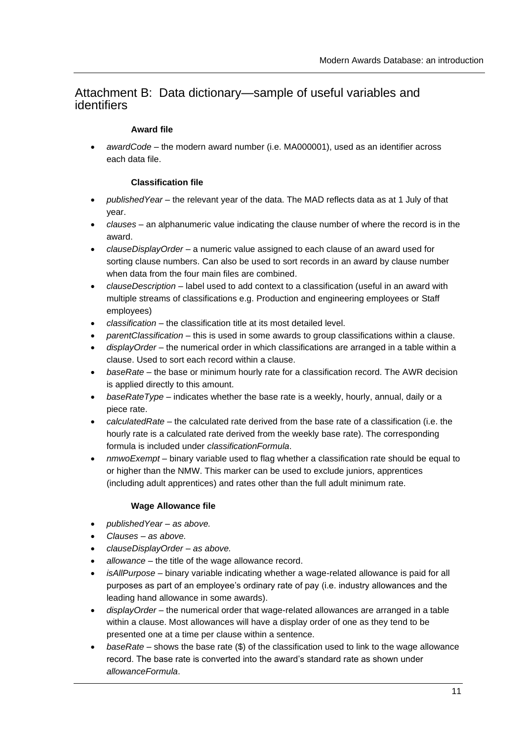## Attachment B: Data dictionary—sample of useful variables and identifiers

### Award file

- *awardCode* – the modern award number (i.e. MA000001), used as an identifier across each data file.

### Classification file

- *publishedYear* – the relevant year of the data. The MAD reflects data as at 1 July of that year.
- *clauses* – an alphanumeric value indicating the clause number of where the record is in the award.
- *clauseDisplayOrder* – a numeric value assigned to each clause of an award used for sorting clause numbers. Can also be used to sort records in an award by clause number when data from the four main files are combined.
- *clauseDescription* – label used to add context to a classification (useful in an award with multiple streams of classifications e.g. Production and engineering employees or Staff employees)
- *classification* – the classification title at its most detailed level.
- *parentClassification* – this is used in some awards to group classifications within a clause.
- *displayOrder* – the numerical order in which classifications are arranged in a table within a clause. Used to sort each record within a clause.
- *baseRate* – the base or minimum hourly rate for a classification record. The AWR decision is applied directly to this amount.
- *baseRateType* – indicates whether the base rate is a weekly, hourly, annual, daily or a piece rate.
- *calculatedRate* – the calculated rate derived from the base rate of a classification (i.e. the hourly rate is a calculated rate derived from the weekly base rate). The corresponding formula is included under *classificationFormula*.
- *nmwoExempt* – binary variable used to flag whether a classification rate should be equal to or higher than the NMW. This marker can be used to exclude juniors, apprentices (including adult apprentices) and rates other than the full adult minimum rate.

### Wage Allowance file

- *publishedYear – as above.*
- *Clauses – as above.*
- *clauseDisplayOrder – as above.*
- *allowance* – the title of the wage allowance record.
- *isAllPurpose* – binary variable indicating whether a wage-related allowance is paid for all purposes as part of an employee's ordinary rate of pay (i.e. industry allowances and the leading hand allowance in some awards).
- *displayOrder* – the numerical order that wage-related allowances are arranged in a table within a clause. Most allowances will have a display order of one as they tend to be presented one at a time per clause within a sentence.
- *baseRate* – shows the base rate ($) of the classification used to link to the wage allowance record. The base rate is converted into the award's standard rate as shown under *allowanceFormula*.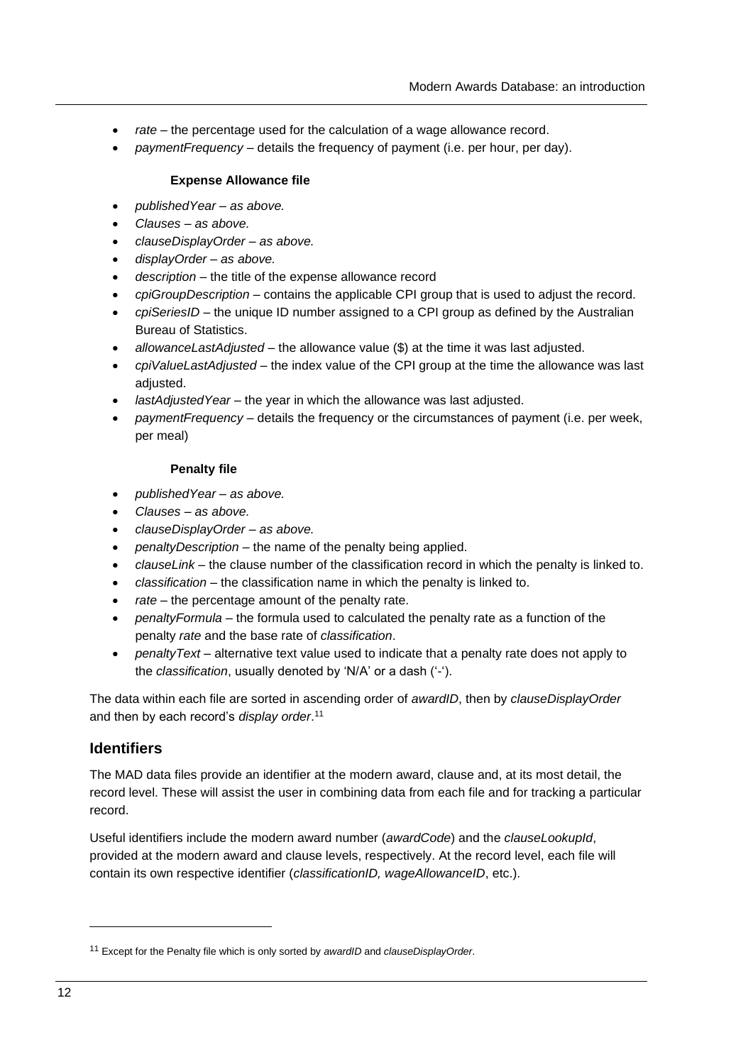- *rate* – the percentage used for the calculation of a wage allowance record.
- *paymentFrequency* – details the frequency of payment (i.e. per hour, per day).

#### Expense Allowance file

- *publishedYear – as above.*
- *Clauses – as above.*
- *clauseDisplayOrder – as above.*
- *displayOrder – as above.*
- *description* – the title of the expense allowance record
- *cpiGroupDescription* – contains the applicable CPI group that is used to adjust the record.
- *cpiSeriesID* – the unique ID number assigned to a CPI group as defined by the Australian Bureau of Statistics.
- *allowanceLastAdjusted* – the allowance value ($) at the time it was last adjusted.
- *cpiValueLastAdjusted* – the index value of the CPI group at the time the allowance was last adjusted.
- *lastAdjustedYear* – the year in which the allowance was last adjusted.
- *paymentFrequency* – details the frequency or the circumstances of payment (i.e. per week, per meal)

#### Penalty file

- *publishedYear – as above.*
- *Clauses – as above.*
- *clauseDisplayOrder – as above.*
- *penaltyDescription* – the name of the penalty being applied.
- *clauseLink* – the clause number of the classification record in which the penalty is linked to.
- *classification* – the classification name in which the penalty is linked to.
- *rate* – the percentage amount of the penalty rate.
- *penaltyFormula* – the formula used to calculated the penalty rate as a function of the penalty *rate* and the base rate of *classification*.
- *penaltyText* – alternative text value used to indicate that a penalty rate does not apply to the *classification*, usually denoted by 'N/A' or a dash ('-').

The data within each file are sorted in ascending order of *awardID*, then by *clauseDisplayOrder* and then by each record's *display order*.[11]

## Identifiers

The MAD data files provide an identifier at the modern award, clause and, at its most detail, the record level. These will assist the user in combining data from each file and for tracking a particular record.

Useful identifiers include the modern award number (*awardCode*) and the *clauseLookupId*, provided at the modern award and clause levels, respectively. At the record level, each file will contain its own respective identifier (*classificationID, wageAllowanceID*, etc.).

[11] Except for the Penalty file which is only sorted by *awardID* and *clauseDisplayOrder*.